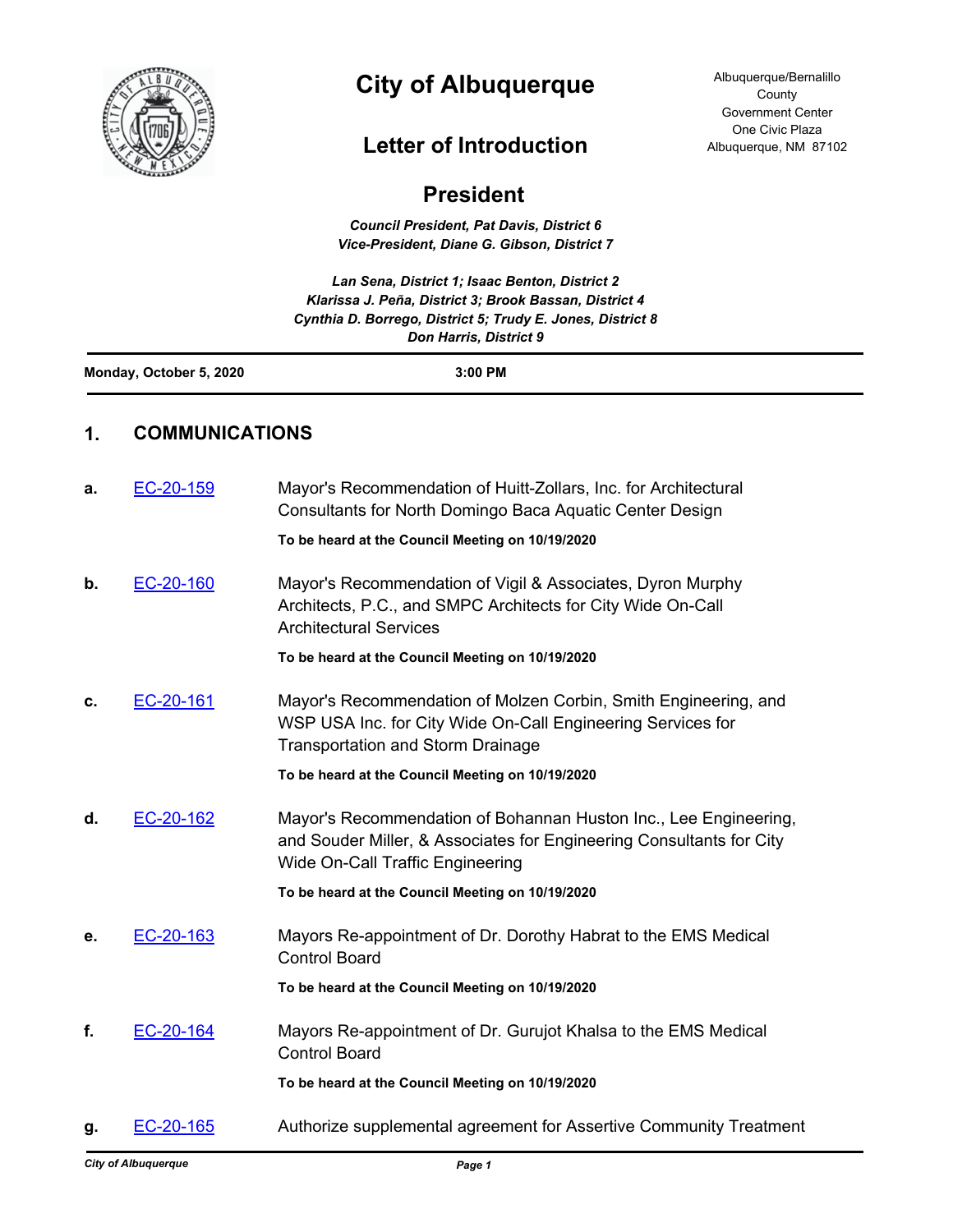# City of Albuquerque

## Letter of Introduction

## President

Albuquerque/Bernalillo County
Government Center
One Civic Plaza
Albuquerque, NM 87102

***Council President, Pat Davis, District 6***
***Vice-President, Diane G. Gibson, District 7***

***Lan Sena, District 1; Isaac Benton, District 2***
***Klarissa J. Peña, District 3; Brook Bassan, District 4***
***Cynthia D. Borrego, District 5; Trudy E. Jones, District 8***
***Don Harris, District 9***

**Monday, October 5, 2020** **3:00 PM**

## 1. COMMUNICATIONS

**a.** EC-20-159 Mayor's Recommendation of Huitt-Zollars, Inc. for Architectural Consultants for North Domingo Baca Aquatic Center Design

**To be heard at the Council Meeting on 10/19/2020**

**b.** EC-20-160 Mayor's Recommendation of Vigil & Associates, Dyron Murphy Architects, P.C., and SMPC Architects for City Wide On-Call Architectural Services

**To be heard at the Council Meeting on 10/19/2020**

**c.** EC-20-161 Mayor's Recommendation of Molzen Corbin, Smith Engineering, and WSP USA Inc. for City Wide On-Call Engineering Services for Transportation and Storm Drainage

**To be heard at the Council Meeting on 10/19/2020**

**d.** EC-20-162 Mayor's Recommendation of Bohannan Huston Inc., Lee Engineering, and Souder Miller, & Associates for Engineering Consultants for City Wide On-Call Traffic Engineering

**To be heard at the Council Meeting on 10/19/2020**

**e.** EC-20-163 Mayors Re-appointment of Dr. Dorothy Habrat to the EMS Medical Control Board

**To be heard at the Council Meeting on 10/19/2020**

**f.** EC-20-164 Mayors Re-appointment of Dr. Gurujot Khalsa to the EMS Medical Control Board

**To be heard at the Council Meeting on 10/19/2020**

**g.** EC-20-165 Authorize supplemental agreement for Assertive Community Treatment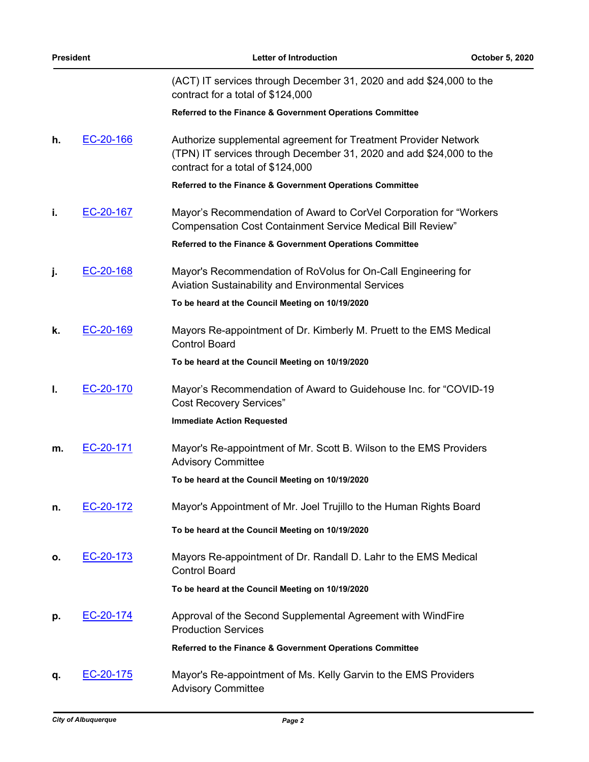(ACT) IT services through December 31, 2020 and add $24,000 to the contract for a total of $124,000

**Referred to the Finance & Government Operations Committee**

**h.** EC-20-166 Authorize supplemental agreement for Treatment Provider Network (TPN) IT services through December 31, 2020 and add $24,000 to the contract for a total of $124,000

**Referred to the Finance & Government Operations Committee**

**i.** EC-20-167 Mayor's Recommendation of Award to CorVel Corporation for "Workers Compensation Cost Containment Service Medical Bill Review"

**Referred to the Finance & Government Operations Committee**

**j.** EC-20-168 Mayor's Recommendation of RoVolus for On-Call Engineering for Aviation Sustainability and Environmental Services

**To be heard at the Council Meeting on 10/19/2020**

**k.** EC-20-169 Mayors Re-appointment of Dr. Kimberly M. Pruett to the EMS Medical Control Board

**To be heard at the Council Meeting on 10/19/2020**

**l.** EC-20-170 Mayor's Recommendation of Award to Guidehouse Inc. for "COVID-19 Cost Recovery Services"

**Immediate Action Requested**

**m.** EC-20-171 Mayor's Re-appointment of Mr. Scott B. Wilson to the EMS Providers Advisory Committee

**To be heard at the Council Meeting on 10/19/2020**

**n.** EC-20-172 Mayor's Appointment of Mr. Joel Trujillo to the Human Rights Board

**To be heard at the Council Meeting on 10/19/2020**

**o.** EC-20-173 Mayors Re-appointment of Dr. Randall D. Lahr to the EMS Medical Control Board

**To be heard at the Council Meeting on 10/19/2020**

**p.** EC-20-174 Approval of the Second Supplemental Agreement with WindFire Production Services

**Referred to the Finance & Government Operations Committee**

**q.** EC-20-175 Mayor's Re-appointment of Ms. Kelly Garvin to the EMS Providers Advisory Committee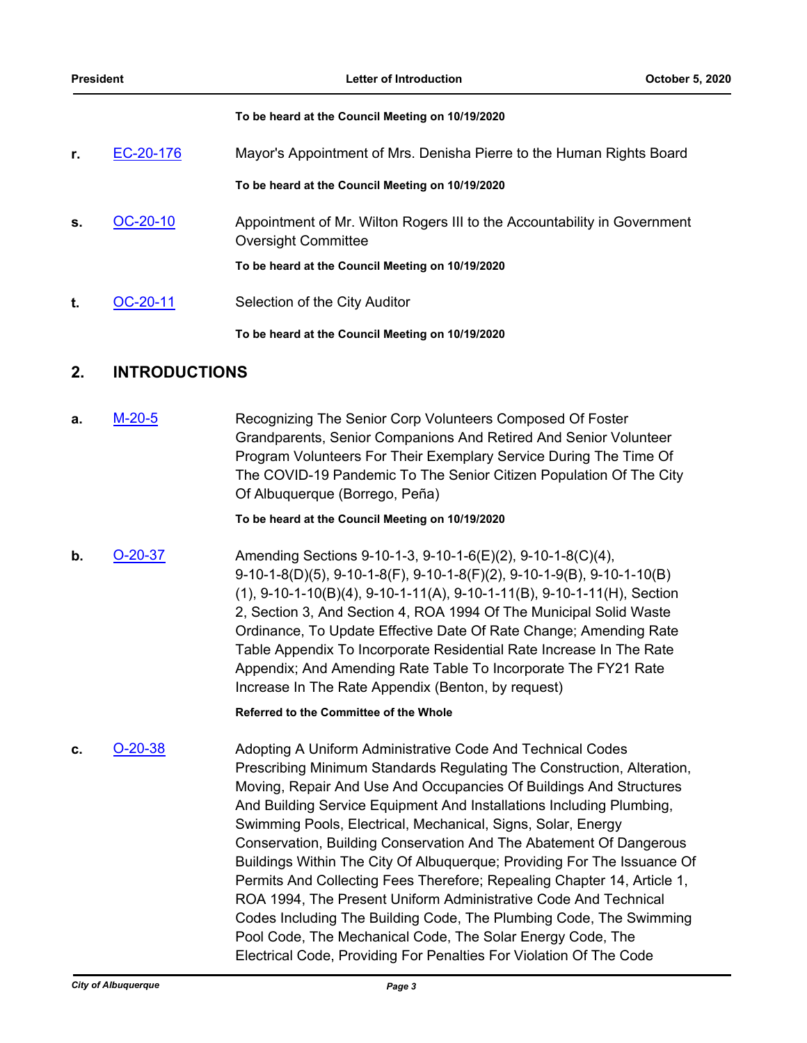**To be heard at the Council Meeting on 10/19/2020**

r. [EC-20-176] Mayor's Appointment of Mrs. Denisha Pierre to the Human Rights Board

**To be heard at the Council Meeting on 10/19/2020**

s. [OC-20-10] Appointment of Mr. Wilton Rogers III to the Accountability in Government Oversight Committee

**To be heard at the Council Meeting on 10/19/2020**

t. [OC-20-11] Selection of the City Auditor

**To be heard at the Council Meeting on 10/19/2020**

## 2. INTRODUCTIONS

a. [M-20-5] Recognizing The Senior Corp Volunteers Composed Of Foster Grandparents, Senior Companions And Retired And Senior Volunteer Program Volunteers For Their Exemplary Service During The Time Of The COVID-19 Pandemic To The Senior Citizen Population Of The City Of Albuquerque (Borrego, Peña)

**To be heard at the Council Meeting on 10/19/2020**

b. [O-20-37] Amending Sections 9-10-1-3, 9-10-1-6(E)(2), 9-10-1-8(C)(4), 9-10-1-8(D)(5), 9-10-1-8(F), 9-10-1-8(F)(2), 9-10-1-9(B), 9-10-1-10(B)(1), 9-10-1-10(B)(4), 9-10-1-11(A), 9-10-1-11(B), 9-10-1-11(H), Section 2, Section 3, And Section 4, ROA 1994 Of The Municipal Solid Waste Ordinance, To Update Effective Date Of Rate Change; Amending Rate Table Appendix To Incorporate Residential Rate Increase In The Rate Appendix; And Amending Rate Table To Incorporate The FY21 Rate Increase In The Rate Appendix (Benton, by request)

**Referred to the Committee of the Whole**

c. [O-20-38] Adopting A Uniform Administrative Code And Technical Codes Prescribing Minimum Standards Regulating The Construction, Alteration, Moving, Repair And Use And Occupancies Of Buildings And Structures And Building Service Equipment And Installations Including Plumbing, Swimming Pools, Electrical, Mechanical, Signs, Solar, Energy Conservation, Building Conservation And The Abatement Of Dangerous Buildings Within The City Of Albuquerque; Providing For The Issuance Of Permits And Collecting Fees Therefore; Repealing Chapter 14, Article 1, ROA 1994, The Present Uniform Administrative Code And Technical Codes Including The Building Code, The Plumbing Code, The Swimming Pool Code, The Mechanical Code, The Solar Energy Code, The Electrical Code, Providing For Penalties For Violation Of The Code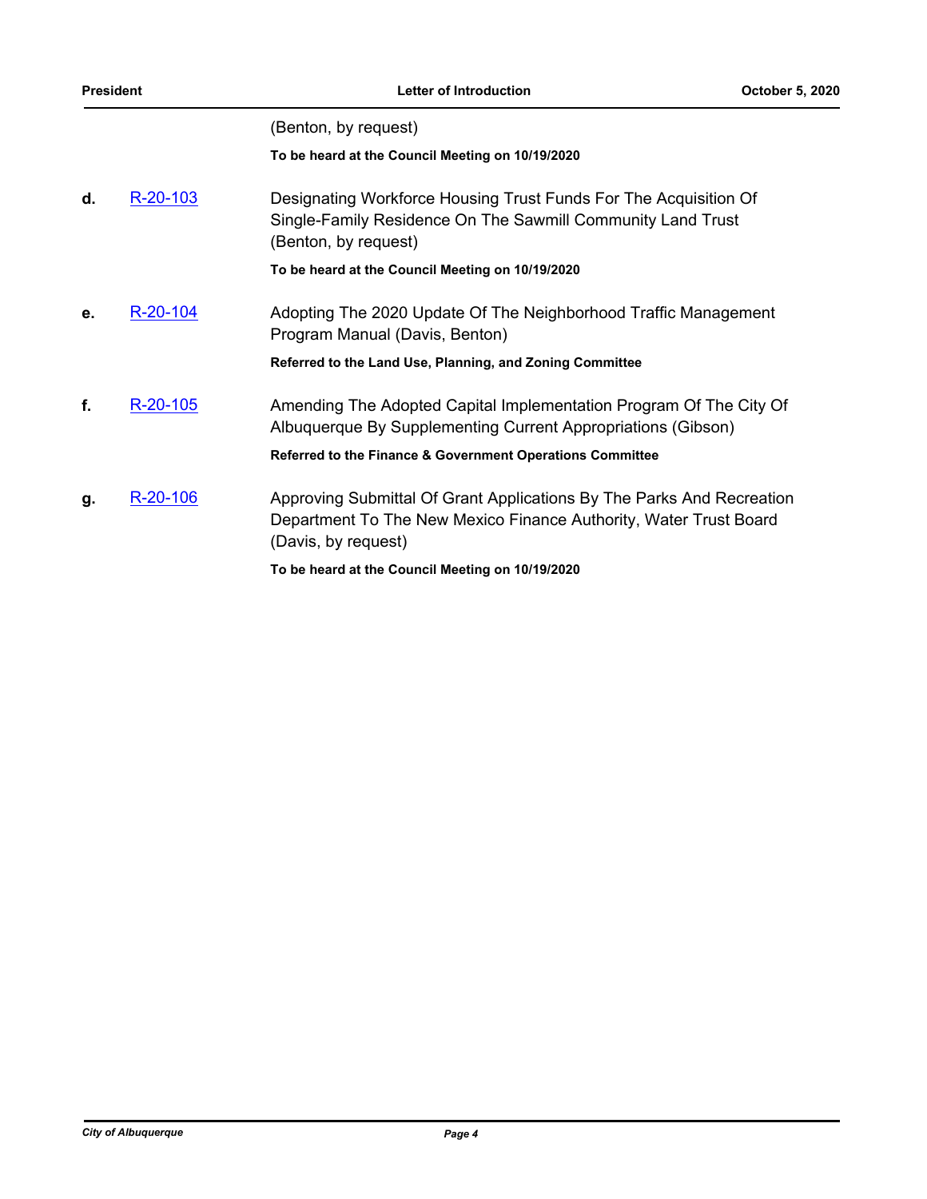(Benton, by request)

**To be heard at the Council Meeting on 10/19/2020**

**d.** R-20-103 Designating Workforce Housing Trust Funds For The Acquisition Of Single-Family Residence On The Sawmill Community Land Trust (Benton, by request)

**To be heard at the Council Meeting on 10/19/2020**

**e.** R-20-104 Adopting The 2020 Update Of The Neighborhood Traffic Management Program Manual (Davis, Benton)

**Referred to the Land Use, Planning, and Zoning Committee**

**f.** R-20-105 Amending The Adopted Capital Implementation Program Of The City Of Albuquerque By Supplementing Current Appropriations (Gibson)

**Referred to the Finance & Government Operations Committee**

**g.** R-20-106 Approving Submittal Of Grant Applications By The Parks And Recreation Department To The New Mexico Finance Authority, Water Trust Board (Davis, by request)

**To be heard at the Council Meeting on 10/19/2020**